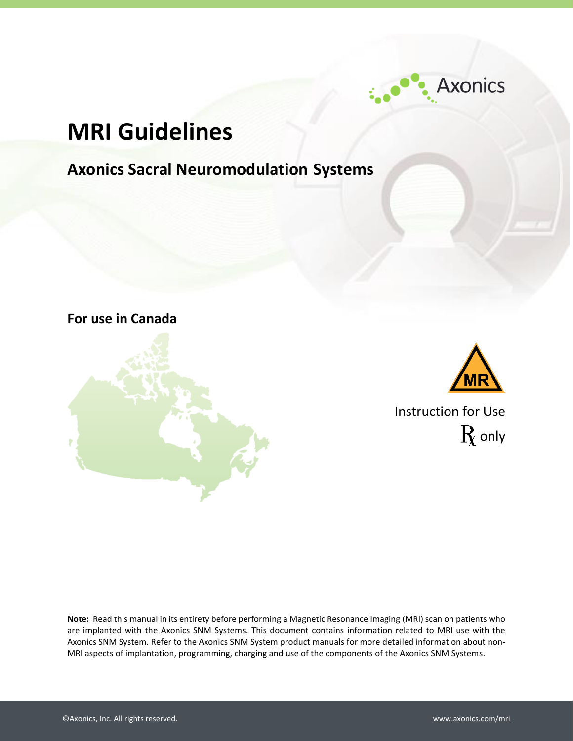Axonics

# MRI Guidelines

## Axonics Sacral Neuromodulation Systems

### For use in Canada

MR

Instruction for Use

Rx only

**Note:** Read this manual in its entirety before performing a Magnetic Resonance Imaging (MRI) scan on patients who are implanted with the Axonics SNM Systems. This document contains information related to MRI use with the Axonics SNM System. Refer to the Axonics SNM System product manuals for more detailed information about non-MRI aspects of implantation, programming, charging and use of the components of the Axonics SNM Systems.

©Axonics, Inc. All rights reserved.

www.axonics.com/mri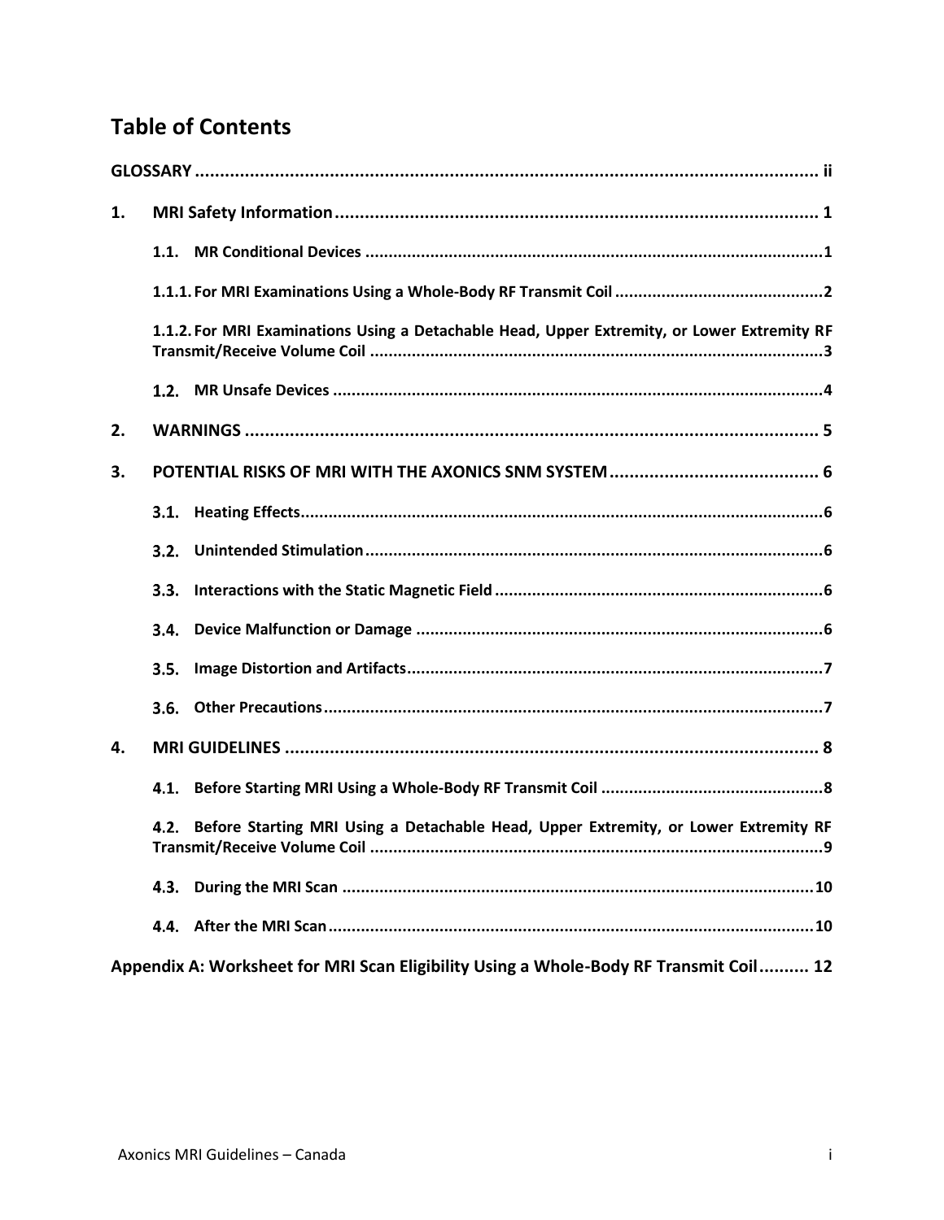# Table of Contents

GLOSSARY .................................................................................................................... ii

1. MRI Safety Information ........................................................................................ 1

   1.1. MR Conditional Devices ........................................................................................ 1

   1.1.1. For MRI Examinations Using a Whole-Body RF Transmit Coil ........................................... 2

   1.1.2. For MRI Examinations Using a Detachable Head, Upper Extremity, or Lower Extremity RF Transmit/Receive Volume Coil ........................................................................................ 3

   1.2. MR Unsafe Devices ........................................................................................ 4

2. WARNINGS ........................................................................................................ 5

3. POTENTIAL RISKS OF MRI WITH THE AXONICS SNM SYSTEM ........................................... 6

   3.1. Heating Effects ........................................................................................ 6

   3.2. Unintended Stimulation ........................................................................................ 6

   3.3. Interactions with the Static Magnetic Field ........................................................................ 6

   3.4. Device Malfunction or Damage ........................................................................................ 6

   3.5. Image Distortion and Artifacts ........................................................................................ 7

   3.6. Other Precautions ........................................................................................ 7

4. MRI GUIDELINES ........................................................................................................ 8

   4.1. Before Starting MRI Using a Whole-Body RF Transmit Coil ............................................... 8

   4.2. Before Starting MRI Using a Detachable Head, Upper Extremity, or Lower Extremity RF Transmit/Receive Volume Coil ........................................................................................ 9

   4.3. During the MRI Scan ........................................................................................ 10

   4.4. After the MRI Scan ........................................................................................ 10

Appendix A: Worksheet for MRI Scan Eligibility Using a Whole-Body RF Transmit Coil .......... 12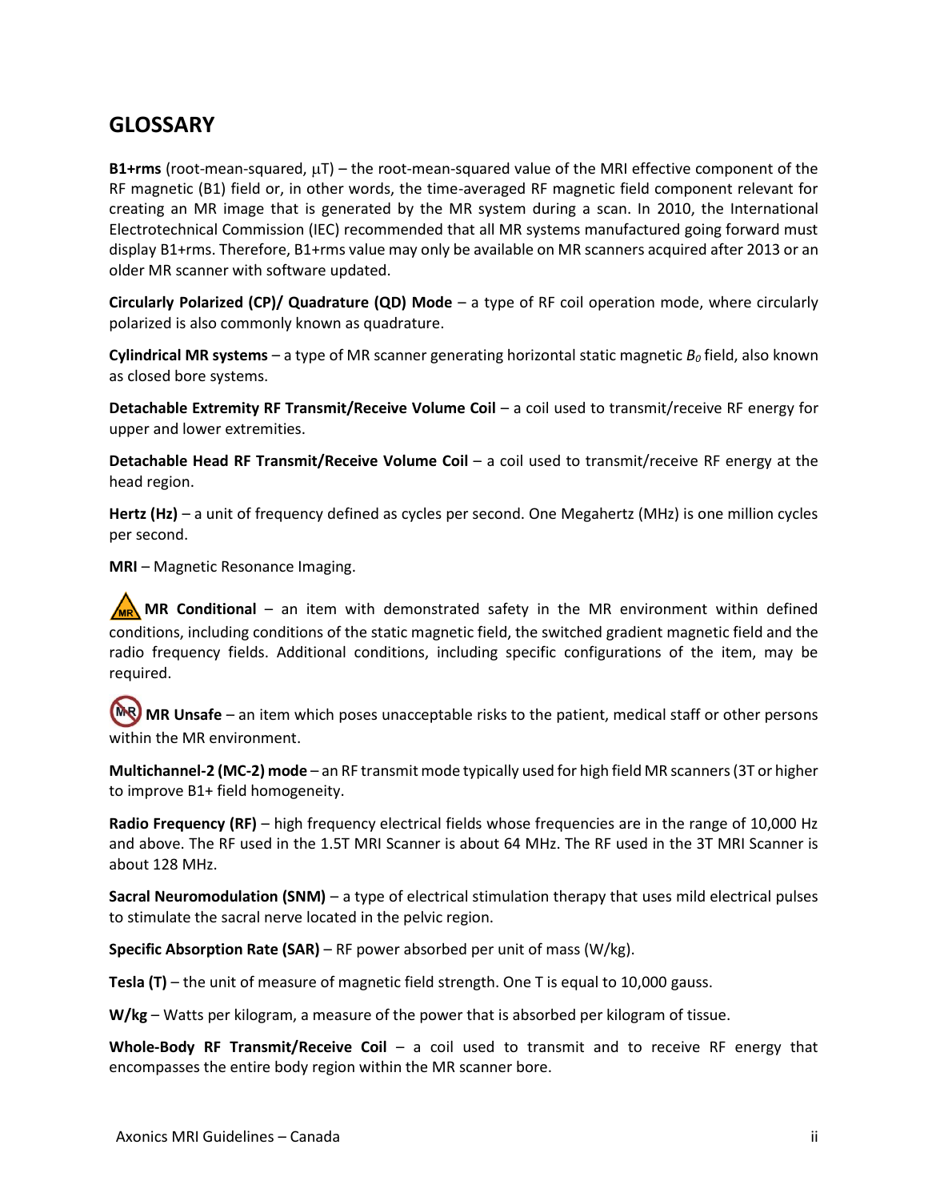## GLOSSARY

**B1+rms** (root-mean-squared, μT) – the root-mean-squared value of the MRI effective component of the RF magnetic (B1) field or, in other words, the time-averaged RF magnetic field component relevant for creating an MR image that is generated by the MR system during a scan. In 2010, the International Electrotechnical Commission (IEC) recommended that all MR systems manufactured going forward must display B1+rms. Therefore, B1+rms value may only be available on MR scanners acquired after 2013 or an older MR scanner with software updated.

**Circularly Polarized (CP)/ Quadrature (QD) Mode** – a type of RF coil operation mode, where circularly polarized is also commonly known as quadrature.

**Cylindrical MR systems** – a type of MR scanner generating horizontal static magnetic $B_0$ field, also known as closed bore systems.

**Detachable Extremity RF Transmit/Receive Volume Coil** – a coil used to transmit/receive RF energy for upper and lower extremities.

**Detachable Head RF Transmit/Receive Volume Coil** – a coil used to transmit/receive RF energy at the head region.

**Hertz (Hz)** – a unit of frequency defined as cycles per second. One Megahertz (MHz) is one million cycles per second.

**MRI** – Magnetic Resonance Imaging.

**MR Conditional** – an item with demonstrated safety in the MR environment within defined conditions, including conditions of the static magnetic field, the switched gradient magnetic field and the radio frequency fields. Additional conditions, including specific configurations of the item, may be required.

**MR Unsafe** – an item which poses unacceptable risks to the patient, medical staff or other persons within the MR environment.

**Multichannel-2 (MC-2) mode** – an RF transmit mode typically used for high field MR scanners (3T or higher to improve B1+ field homogeneity.

**Radio Frequency (RF)** – high frequency electrical fields whose frequencies are in the range of 10,000 Hz and above. The RF used in the 1.5T MRI Scanner is about 64 MHz. The RF used in the 3T MRI Scanner is about 128 MHz.

**Sacral Neuromodulation (SNM)** – a type of electrical stimulation therapy that uses mild electrical pulses to stimulate the sacral nerve located in the pelvic region.

**Specific Absorption Rate (SAR)** – RF power absorbed per unit of mass (W/kg).

**Tesla (T)** – the unit of measure of magnetic field strength. One T is equal to 10,000 gauss.

**W/kg** – Watts per kilogram, a measure of the power that is absorbed per kilogram of tissue.

**Whole-Body RF Transmit/Receive Coil** – a coil used to transmit and to receive RF energy that encompasses the entire body region within the MR scanner bore.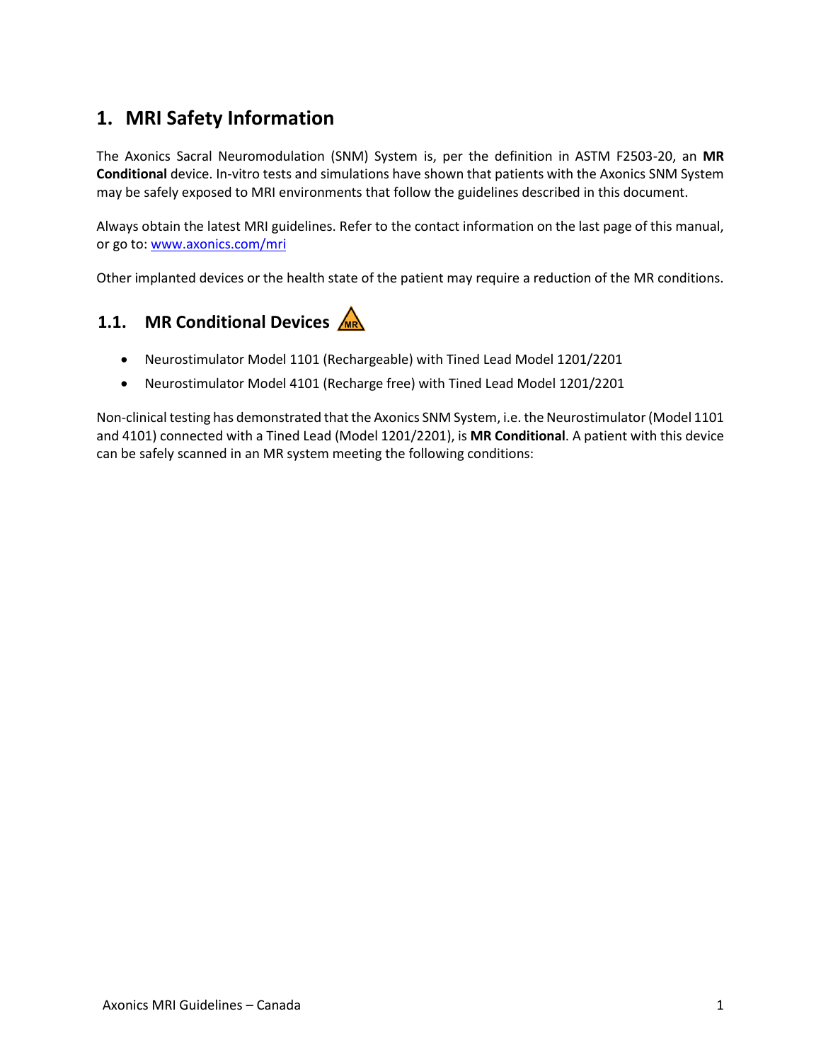# 1. MRI Safety Information

The Axonics Sacral Neuromodulation (SNM) System is, per the definition in ASTM F2503-20, an **MR Conditional** device. In-vitro tests and simulations have shown that patients with the Axonics SNM System may be safely exposed to MRI environments that follow the guidelines described in this document.

Always obtain the latest MRI guidelines. Refer to the contact information on the last page of this manual, or go to: www.axonics.com/mri

Other implanted devices or the health state of the patient may require a reduction of the MR conditions.

## 1.1. MR Conditional Devices

- Neurostimulator Model 1101 (Rechargeable) with Tined Lead Model 1201/2201
- Neurostimulator Model 4101 (Recharge free) with Tined Lead Model 1201/2201

Non-clinical testing has demonstrated that the Axonics SNM System, i.e. the Neurostimulator (Model 1101 and 4101) connected with a Tined Lead (Model 1201/2201), is **MR Conditional**. A patient with this device can be safely scanned in an MR system meeting the following conditions: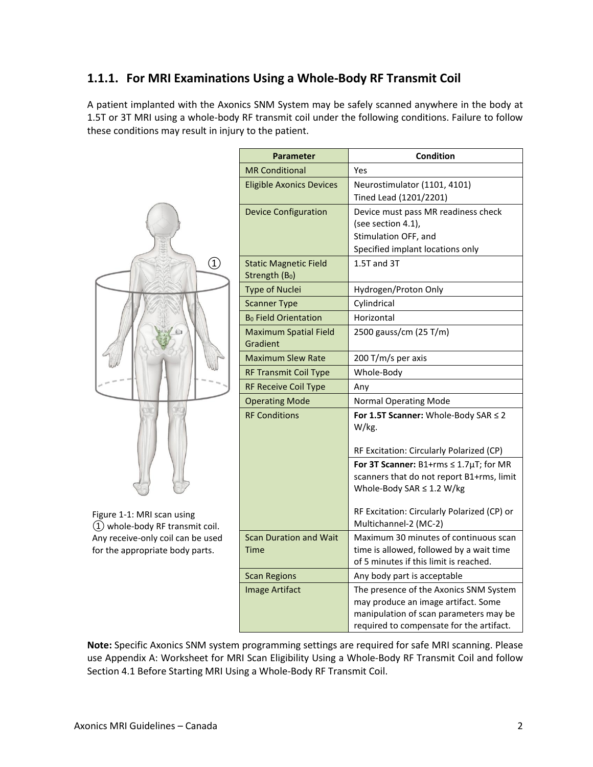### 1.1.1. For MRI Examinations Using a Whole-Body RF Transmit Coil

A patient implanted with the Axonics SNM System may be safely scanned anywhere in the body at 1.5T or 3T MRI using a whole-body RF transmit coil under the following conditions. Failure to follow these conditions may result in injury to the patient.

Figure 1-1: MRI scan using ① whole-body RF transmit coil. Any receive-only coil can be used for the appropriate body parts.

| Parameter | Condition |
|---|---|
| MR Conditional | Yes |
| Eligible Axonics Devices | Neurostimulator (1101, 4101)<br>Tined Lead (1201/2201) |
| Device Configuration | Device must pass MR readiness check (see section 4.1),<br>Stimulation OFF, and<br>Specified implant locations only |
| Static Magnetic Field Strength ($B_0$) | 1.5T and 3T |
| Type of Nuclei | Hydrogen/Proton Only |
| Scanner Type | Cylindrical |
| $B_0$ Field Orientation | Horizontal |
| Maximum Spatial Field Gradient | 2500 gauss/cm (25 T/m) |
| Maximum Slew Rate | 200 T/m/s per axis |
| RF Transmit Coil Type | Whole-Body |
| RF Receive Coil Type | Any |
| Operating Mode | Normal Operating Mode |
| RF Conditions | **For 1.5T Scanner:** Whole-Body SAR ≤ 2 W/kg.<br><br>RF Excitation: Circularly Polarized (CP) |
| | **For 3T Scanner:** B1+rms ≤ 1.7μT; for MR scanners that do not report B1+rms, limit Whole-Body SAR ≤ 1.2 W/kg<br><br>RF Excitation: Circularly Polarized (CP) or Multichannel-2 (MC-2) |
| Scan Duration and Wait Time | Maximum 30 minutes of continuous scan time is allowed, followed by a wait time of 5 minutes if this limit is reached. |
| Scan Regions | Any body part is acceptable |
| Image Artifact | The presence of the Axonics SNM System may produce an image artifact. Some manipulation of scan parameters may be required to compensate for the artifact. |

**Note:** Specific Axonics SNM system programming settings are required for safe MRI scanning. Please use Appendix A: Worksheet for MRI Scan Eligibility Using a Whole-Body RF Transmit Coil and follow Section 4.1 Before Starting MRI Using a Whole-Body RF Transmit Coil.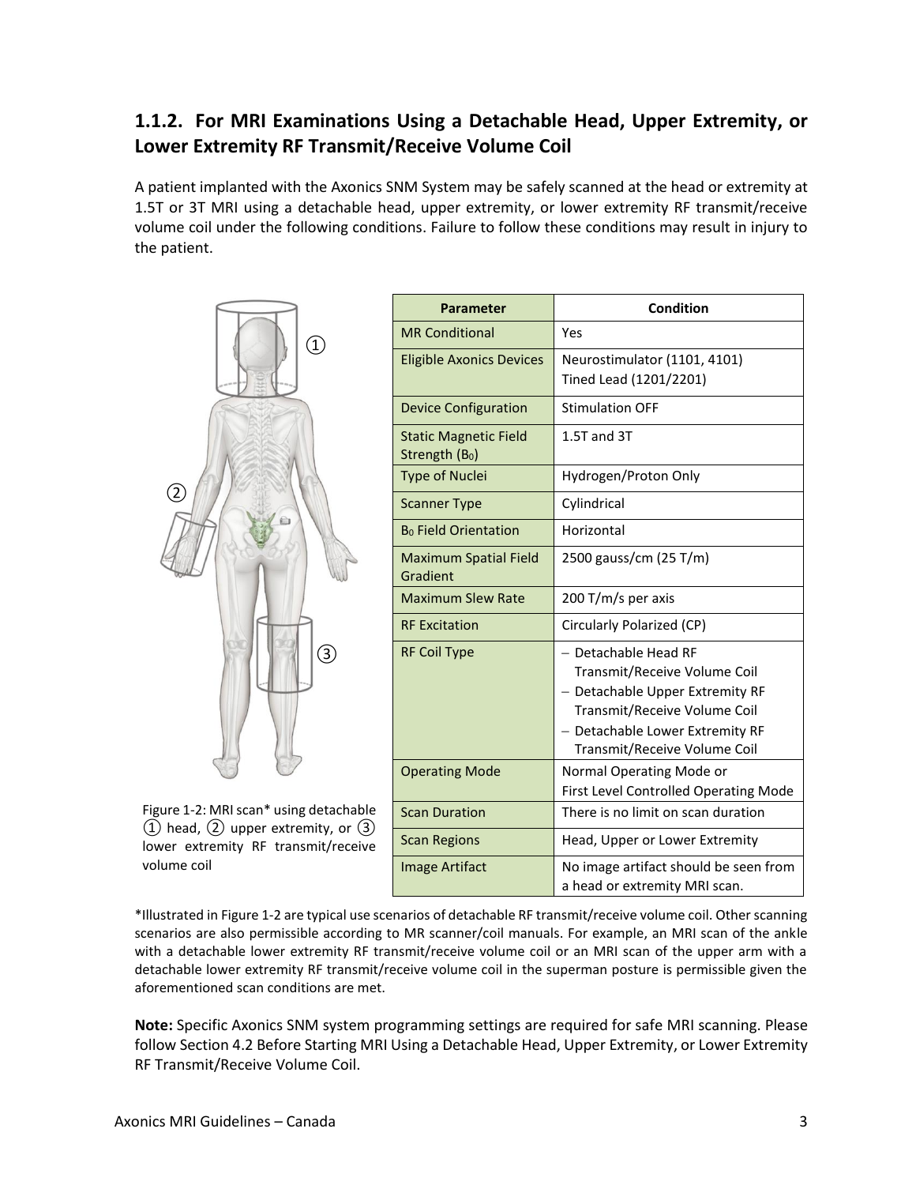### 1.1.2. For MRI Examinations Using a Detachable Head, Upper Extremity, or Lower Extremity RF Transmit/Receive Volume Coil

A patient implanted with the Axonics SNM System may be safely scanned at the head or extremity at 1.5T or 3T MRI using a detachable head, upper extremity, or lower extremity RF transmit/receive volume coil under the following conditions. Failure to follow these conditions may result in injury to the patient.

Figure 1-2: MRI scan* using detachable ① head, ② upper extremity, or ③ lower extremity RF transmit/receive volume coil

| Parameter | Condition |
| --- | --- |
| MR Conditional | Yes |
| Eligible Axonics Devices | Neurostimulator (1101, 4101)<br>Tined Lead (1201/2201) |
| Device Configuration | Stimulation OFF |
| Static Magnetic Field Strength ($B_0$) | 1.5T and 3T |
| Type of Nuclei | Hydrogen/Proton Only |
| Scanner Type | Cylindrical |
| $B_0$ Field Orientation | Horizontal |
| Maximum Spatial Field Gradient | 2500 gauss/cm (25 T/m) |
| Maximum Slew Rate | 200 T/m/s per axis |
| RF Excitation | Circularly Polarized (CP) |
| RF Coil Type | – Detachable Head RF Transmit/Receive Volume Coil<br>– Detachable Upper Extremity RF Transmit/Receive Volume Coil<br>– Detachable Lower Extremity RF Transmit/Receive Volume Coil |
| Operating Mode | Normal Operating Mode or<br>First Level Controlled Operating Mode |
| Scan Duration | There is no limit on scan duration |
| Scan Regions | Head, Upper or Lower Extremity |
| Image Artifact | No image artifact should be seen from a head or extremity MRI scan. |

*Illustrated in Figure 1-2 are typical use scenarios of detachable RF transmit/receive volume coil. Other scanning scenarios are also permissible according to MR scanner/coil manuals. For example, an MRI scan of the ankle with a detachable lower extremity RF transmit/receive volume coil or an MRI scan of the upper arm with a detachable lower extremity RF transmit/receive volume coil in the superman posture is permissible given the aforementioned scan conditions are met.

**Note:** Specific Axonics SNM system programming settings are required for safe MRI scanning. Please follow Section 4.2 Before Starting MRI Using a Detachable Head, Upper Extremity, or Lower Extremity RF Transmit/Receive Volume Coil.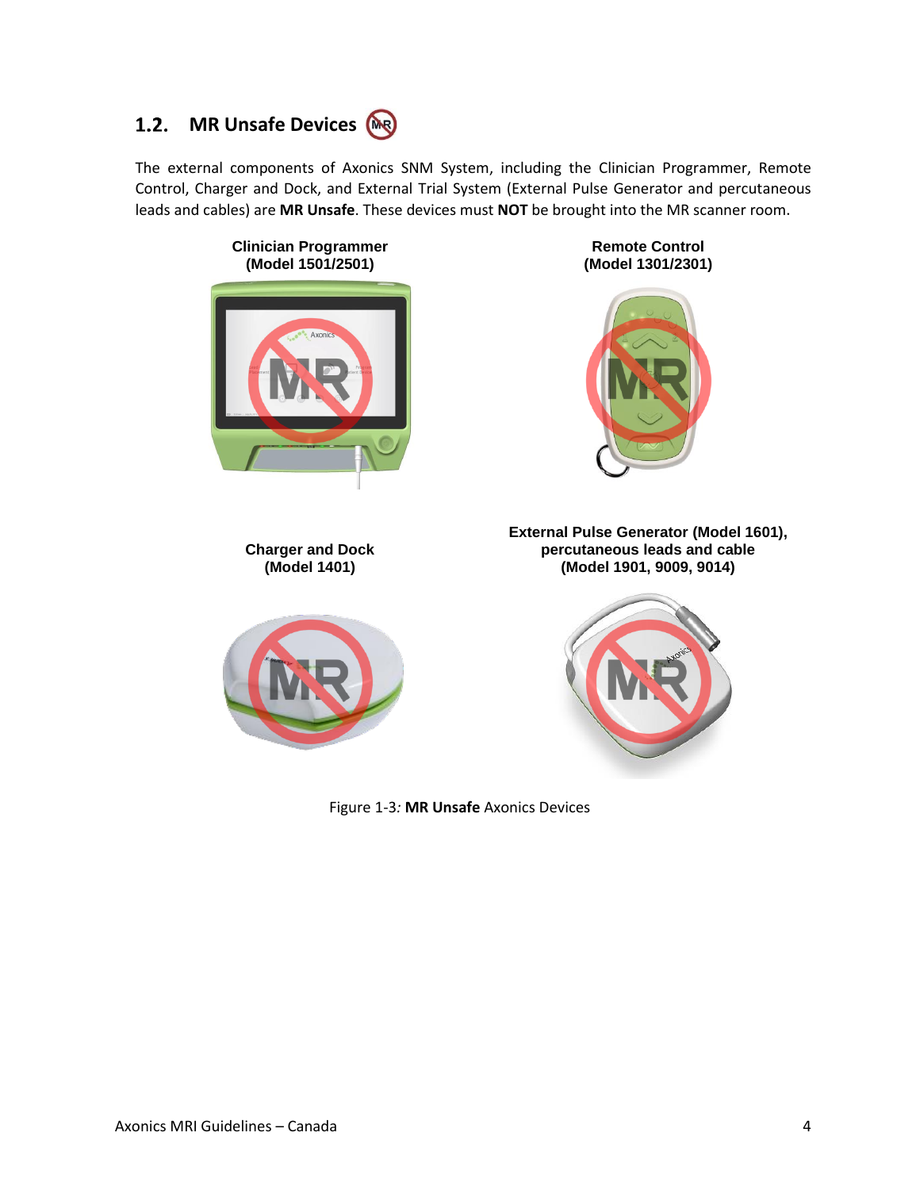## 1.2. MR Unsafe Devices

The external components of Axonics SNM System, including the Clinician Programmer, Remote Control, Charger and Dock, and External Trial System (External Pulse Generator and percutaneous leads and cables) are **MR Unsafe**. These devices must **NOT** be brought into the MR scanner room.

**Clinician Programmer (Model 1501/2501)**

**Remote Control (Model 1301/2301)**

**Charger and Dock (Model 1401)**

**External Pulse Generator (Model 1601), percutaneous leads and cable (Model 1901, 9009, 9014)**

Figure 1-3*:* **MR Unsafe** Axonics Devices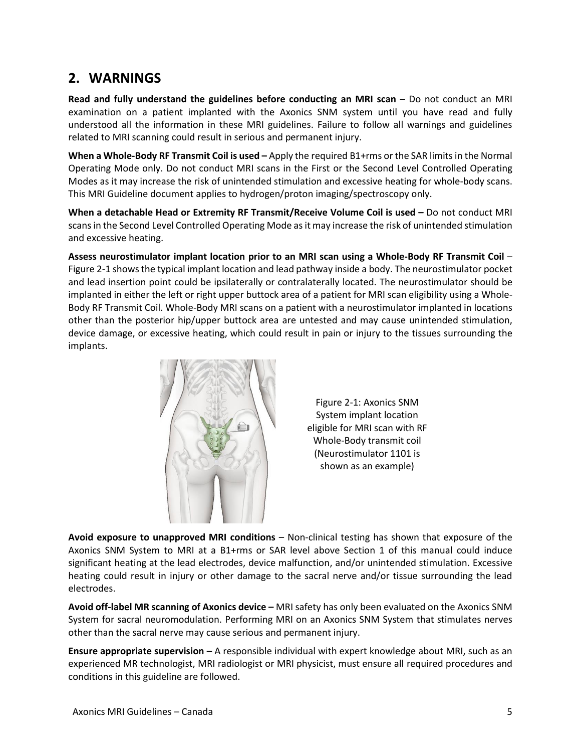## 2. WARNINGS

**Read and fully understand the guidelines before conducting an MRI scan** – Do not conduct an MRI examination on a patient implanted with the Axonics SNM system until you have read and fully understood all the information in these MRI guidelines. Failure to follow all warnings and guidelines related to MRI scanning could result in serious and permanent injury.

**When a Whole-Body RF Transmit Coil is used –** Apply the required B1+rms or the SAR limits in the Normal Operating Mode only. Do not conduct MRI scans in the First or the Second Level Controlled Operating Modes as it may increase the risk of unintended stimulation and excessive heating for whole-body scans. This MRI Guideline document applies to hydrogen/proton imaging/spectroscopy only.

**When a detachable Head or Extremity RF Transmit/Receive Volume Coil is used –** Do not conduct MRI scans in the Second Level Controlled Operating Mode as it may increase the risk of unintended stimulation and excessive heating.

**Assess neurostimulator implant location prior to an MRI scan using a Whole-Body RF Transmit Coil** – Figure 2-1 shows the typical implant location and lead pathway inside a body. The neurostimulator pocket and lead insertion point could be ipsilaterally or contralaterally located. The neurostimulator should be implanted in either the left or right upper buttock area of a patient for MRI scan eligibility using a Whole-Body RF Transmit Coil. Whole-Body MRI scans on a patient with a neurostimulator implanted in locations other than the posterior hip/upper buttock area are untested and may cause unintended stimulation, device damage, or excessive heating, which could result in pain or injury to the tissues surrounding the implants.

Figure 2-1: Axonics SNM System implant location eligible for MRI scan with RF Whole-Body transmit coil (Neurostimulator 1101 is shown as an example)

**Avoid exposure to unapproved MRI conditions** – Non-clinical testing has shown that exposure of the Axonics SNM System to MRI at a B1+rms or SAR level above Section 1 of this manual could induce significant heating at the lead electrodes, device malfunction, and/or unintended stimulation. Excessive heating could result in injury or other damage to the sacral nerve and/or tissue surrounding the lead electrodes.

**Avoid off-label MR scanning of Axonics device –** MRI safety has only been evaluated on the Axonics SNM System for sacral neuromodulation. Performing MRI on an Axonics SNM System that stimulates nerves other than the sacral nerve may cause serious and permanent injury.

**Ensure appropriate supervision –** A responsible individual with expert knowledge about MRI, such as an experienced MR technologist, MRI radiologist or MRI physicist, must ensure all required procedures and conditions in this guideline are followed.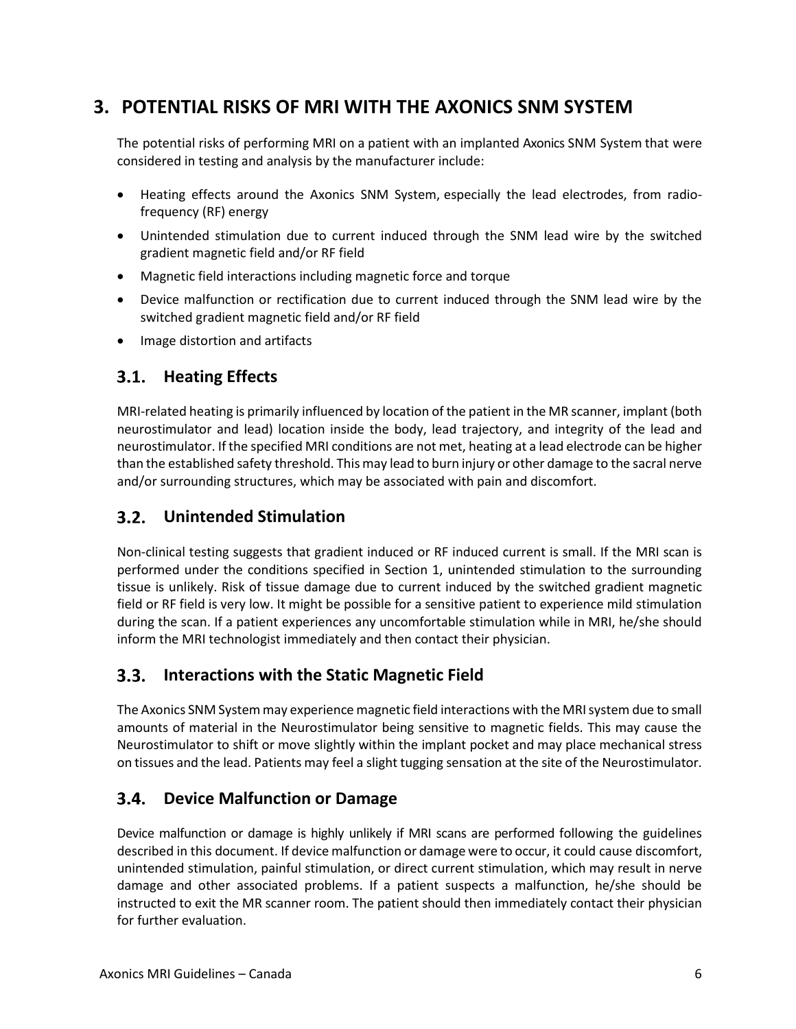# 3. POTENTIAL RISKS OF MRI WITH THE AXONICS SNM SYSTEM

The potential risks of performing MRI on a patient with an implanted Axonics SNM System that were considered in testing and analysis by the manufacturer include:

- Heating effects around the Axonics SNM System, especially the lead electrodes, from radio-frequency (RF) energy
- Unintended stimulation due to current induced through the SNM lead wire by the switched gradient magnetic field and/or RF field
- Magnetic field interactions including magnetic force and torque
- Device malfunction or rectification due to current induced through the SNM lead wire by the switched gradient magnetic field and/or RF field
- Image distortion and artifacts

## 3.1. Heating Effects

MRI-related heating is primarily influenced by location of the patient in the MR scanner, implant (both neurostimulator and lead) location inside the body, lead trajectory, and integrity of the lead and neurostimulator. If the specified MRI conditions are not met, heating at a lead electrode can be higher than the established safety threshold. This may lead to burn injury or other damage to the sacral nerve and/or surrounding structures, which may be associated with pain and discomfort.

## 3.2. Unintended Stimulation

Non-clinical testing suggests that gradient induced or RF induced current is small. If the MRI scan is performed under the conditions specified in Section 1, unintended stimulation to the surrounding tissue is unlikely. Risk of tissue damage due to current induced by the switched gradient magnetic field or RF field is very low. It might be possible for a sensitive patient to experience mild stimulation during the scan. If a patient experiences any uncomfortable stimulation while in MRI, he/she should inform the MRI technologist immediately and then contact their physician.

## 3.3. Interactions with the Static Magnetic Field

The Axonics SNM System may experience magnetic field interactions with the MRI system due to small amounts of material in the Neurostimulator being sensitive to magnetic fields. This may cause the Neurostimulator to shift or move slightly within the implant pocket and may place mechanical stress on tissues and the lead. Patients may feel a slight tugging sensation at the site of the Neurostimulator.

## 3.4. Device Malfunction or Damage

Device malfunction or damage is highly unlikely if MRI scans are performed following the guidelines described in this document. If device malfunction or damage were to occur, it could cause discomfort, unintended stimulation, painful stimulation, or direct current stimulation, which may result in nerve damage and other associated problems. If a patient suspects a malfunction, he/she should be instructed to exit the MR scanner room. The patient should then immediately contact their physician for further evaluation.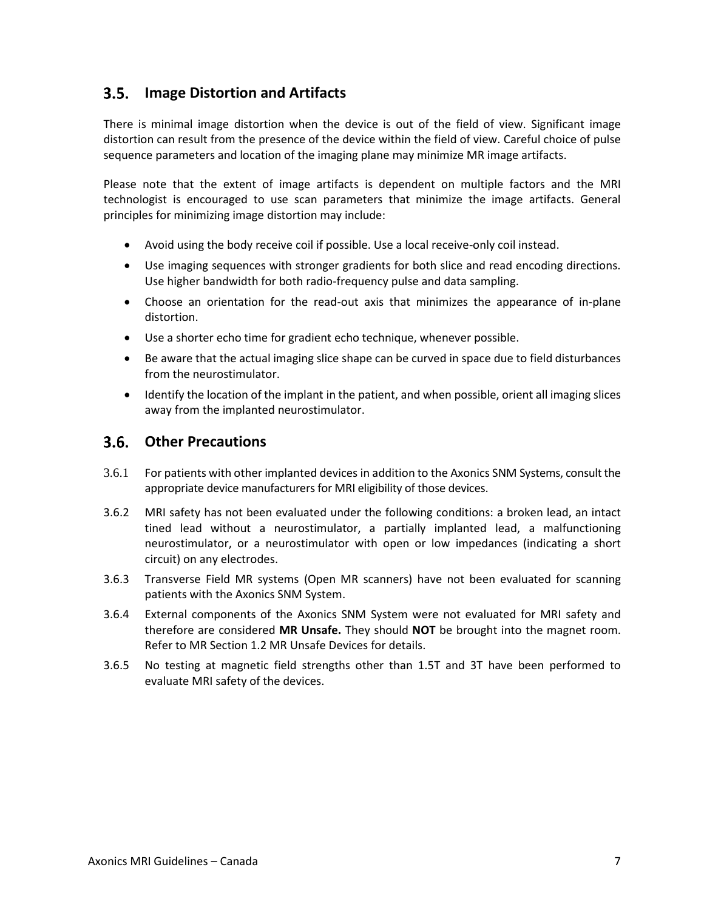## 3.5. Image Distortion and Artifacts

There is minimal image distortion when the device is out of the field of view. Significant image distortion can result from the presence of the device within the field of view. Careful choice of pulse sequence parameters and location of the imaging plane may minimize MR image artifacts.

Please note that the extent of image artifacts is dependent on multiple factors and the MRI technologist is encouraged to use scan parameters that minimize the image artifacts. General principles for minimizing image distortion may include:

- Avoid using the body receive coil if possible. Use a local receive-only coil instead.
- Use imaging sequences with stronger gradients for both slice and read encoding directions. Use higher bandwidth for both radio-frequency pulse and data sampling.
- Choose an orientation for the read-out axis that minimizes the appearance of in-plane distortion.
- Use a shorter echo time for gradient echo technique, whenever possible.
- Be aware that the actual imaging slice shape can be curved in space due to field disturbances from the neurostimulator.
- Identify the location of the implant in the patient, and when possible, orient all imaging slices away from the implanted neurostimulator.

## 3.6. Other Precautions

3.6.1 For patients with other implanted devices in addition to the Axonics SNM Systems, consult the appropriate device manufacturers for MRI eligibility of those devices.

3.6.2 MRI safety has not been evaluated under the following conditions: a broken lead, an intact tined lead without a neurostimulator, a partially implanted lead, a malfunctioning neurostimulator, or a neurostimulator with open or low impedances (indicating a short circuit) on any electrodes.

3.6.3 Transverse Field MR systems (Open MR scanners) have not been evaluated for scanning patients with the Axonics SNM System.

3.6.4 External components of the Axonics SNM System were not evaluated for MRI safety and therefore are considered **MR Unsafe.** They should **NOT** be brought into the magnet room. Refer to MR Section 1.2 MR Unsafe Devices for details.

3.6.5 No testing at magnetic field strengths other than 1.5T and 3T have been performed to evaluate MRI safety of the devices.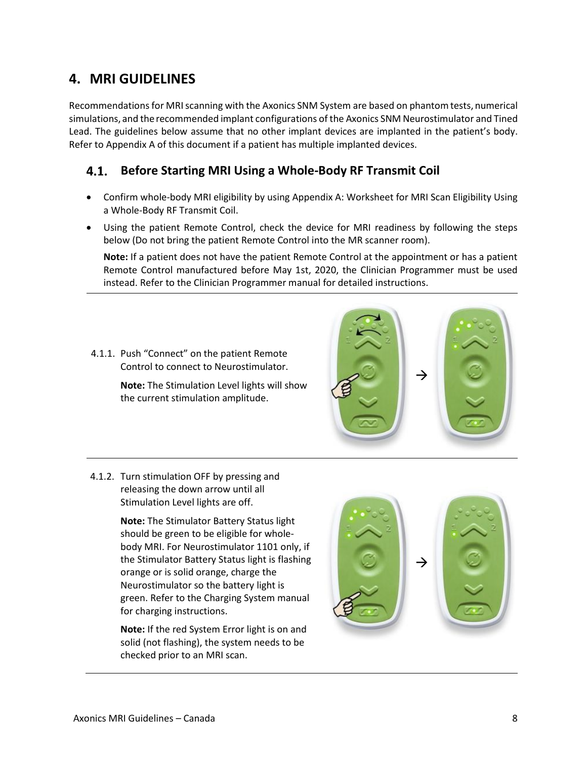# 4. MRI GUIDELINES

Recommendations for MRI scanning with the Axonics SNM System are based on phantom tests, numerical simulations, and the recommended implant configurations of the Axonics SNM Neurostimulator and Tined Lead. The guidelines below assume that no other implant devices are implanted in the patient's body. Refer to Appendix A of this document if a patient has multiple implanted devices.

## 4.1. Before Starting MRI Using a Whole-Body RF Transmit Coil

- Confirm whole-body MRI eligibility by using Appendix A: Worksheet for MRI Scan Eligibility Using a Whole-Body RF Transmit Coil.
- Using the patient Remote Control, check the device for MRI readiness by following the steps below (Do not bring the patient Remote Control into the MR scanner room).

  **Note:** If a patient does not have the patient Remote Control at the appointment or has a patient Remote Control manufactured before May 1st, 2020, the Clinician Programmer must be used instead. Refer to the Clinician Programmer manual for detailed instructions.

---

4.1.1. Push "Connect" on the patient Remote Control to connect to Neurostimulator.

**Note:** The Stimulation Level lights will show the current stimulation amplitude.

---

4.1.2. Turn stimulation OFF by pressing and releasing the down arrow until all Stimulation Level lights are off.

**Note:** The Stimulator Battery Status light should be green to be eligible for whole-body MRI. For Neurostimulator 1101 only, if the Stimulator Battery Status light is flashing orange or is solid orange, charge the Neurostimulator so the battery light is green. Refer to the Charging System manual for charging instructions.

**Note:** If the red System Error light is on and solid (not flashing), the system needs to be checked prior to an MRI scan.

---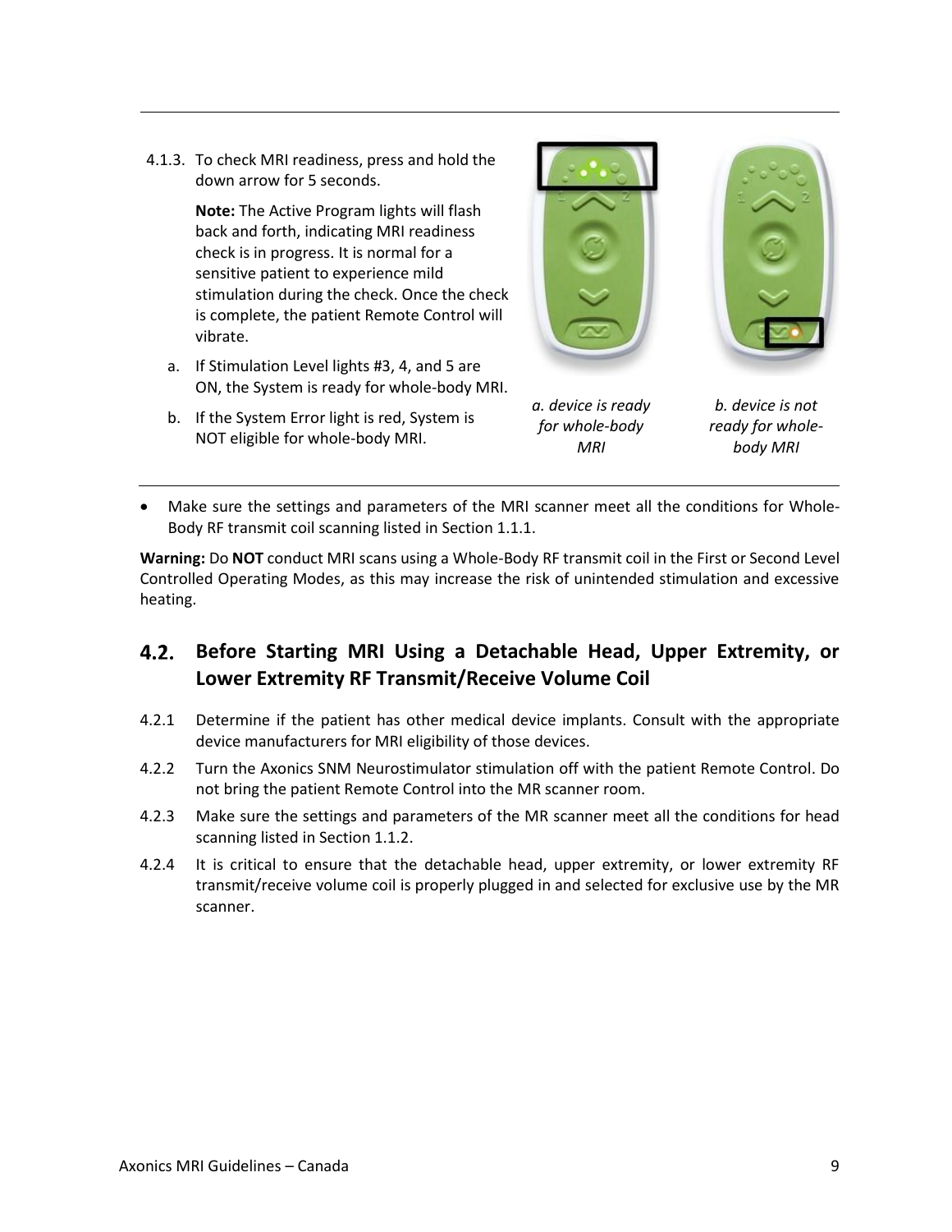4.1.3. To check MRI readiness, press and hold the down arrow for 5 seconds.

**Note:** The Active Program lights will flash back and forth, indicating MRI readiness check is in progress. It is normal for a sensitive patient to experience mild stimulation during the check. Once the check is complete, the patient Remote Control will vibrate.

a. If Stimulation Level lights #3, 4, and 5 are ON, the System is ready for whole-body MRI.

b. If the System Error light is red, System is NOT eligible for whole-body MRI.

*a. device is ready for whole-body MRI*

*b. device is not ready for whole-body MRI*

- Make sure the settings and parameters of the MRI scanner meet all the conditions for Whole-Body RF transmit coil scanning listed in Section 1.1.1.

**Warning:** Do **NOT** conduct MRI scans using a Whole-Body RF transmit coil in the First or Second Level Controlled Operating Modes, as this may increase the risk of unintended stimulation and excessive heating.

## 4.2. Before Starting MRI Using a Detachable Head, Upper Extremity, or Lower Extremity RF Transmit/Receive Volume Coil

4.2.1 Determine if the patient has other medical device implants. Consult with the appropriate device manufacturers for MRI eligibility of those devices.

4.2.2 Turn the Axonics SNM Neurostimulator stimulation off with the patient Remote Control. Do not bring the patient Remote Control into the MR scanner room.

4.2.3 Make sure the settings and parameters of the MR scanner meet all the conditions for head scanning listed in Section 1.1.2.

4.2.4 It is critical to ensure that the detachable head, upper extremity, or lower extremity RF transmit/receive volume coil is properly plugged in and selected for exclusive use by the MR scanner.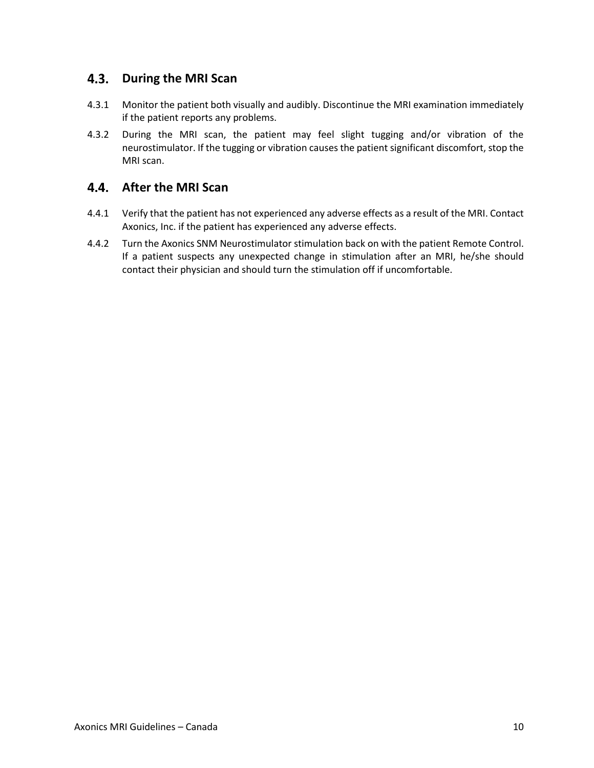## 4.3. During the MRI Scan

4.3.1 Monitor the patient both visually and audibly. Discontinue the MRI examination immediately if the patient reports any problems.

4.3.2 During the MRI scan, the patient may feel slight tugging and/or vibration of the neurostimulator. If the tugging or vibration causes the patient significant discomfort, stop the MRI scan.

## 4.4. After the MRI Scan

4.4.1 Verify that the patient has not experienced any adverse effects as a result of the MRI. Contact Axonics, Inc. if the patient has experienced any adverse effects.

4.4.2 Turn the Axonics SNM Neurostimulator stimulation back on with the patient Remote Control. If a patient suspects any unexpected change in stimulation after an MRI, he/she should contact their physician and should turn the stimulation off if uncomfortable.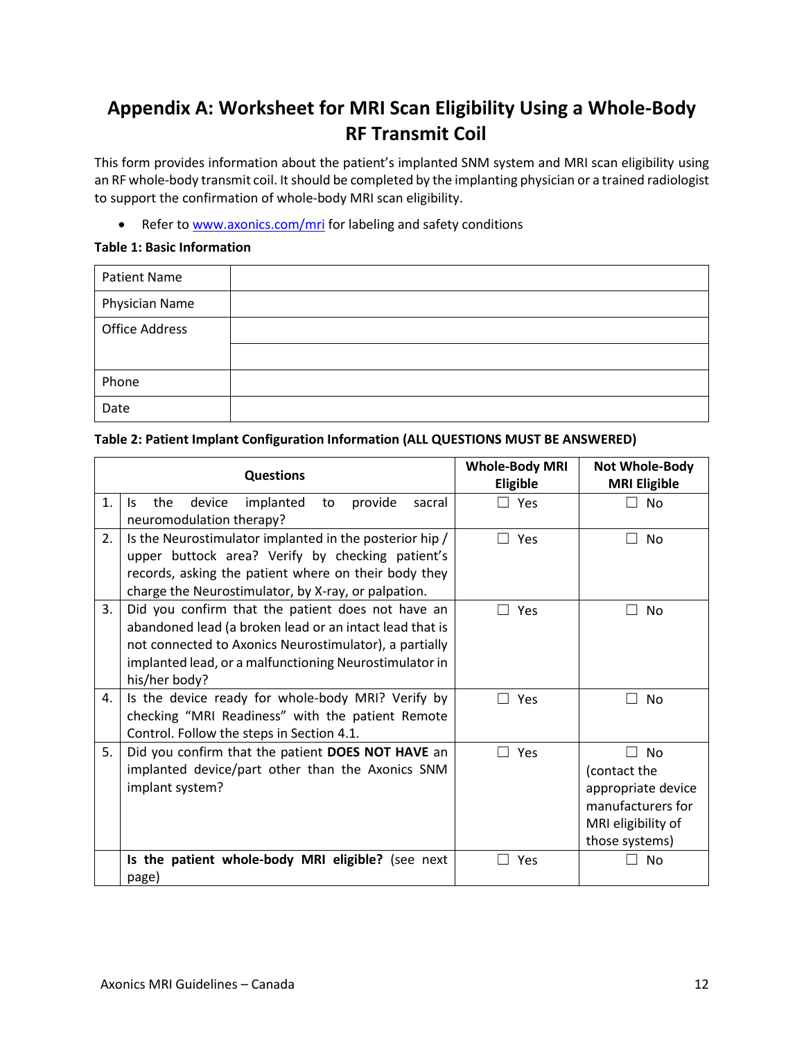# Appendix A: Worksheet for MRI Scan Eligibility Using a Whole-Body RF Transmit Coil

This form provides information about the patient's implanted SNM system and MRI scan eligibility using an RF whole-body transmit coil. It should be completed by the implanting physician or a trained radiologist to support the confirmation of whole-body MRI scan eligibility.

- Refer to [www.axonics.com/mri](www.axonics.com/mri) for labeling and safety conditions

**Table 1: Basic Information**

| | |
|---|---|
| Patient Name | |
| Physician Name | |
| Office Address | |
| | |
| Phone | |
| Date | |

**Table 2: Patient Implant Configuration Information (ALL QUESTIONS MUST BE ANSWERED)**

| | Questions | Whole-Body MRI Eligible | Not Whole-Body MRI Eligible |
|---|---|---|---|
| 1. | Is the device implanted to provide sacral neuromodulation therapy? | ☐ Yes | ☐ No |
| 2. | Is the Neurostimulator implanted in the posterior hip / upper buttock area? Verify by checking patient's records, asking the patient where on their body they charge the Neurostimulator, by X-ray, or palpation. | ☐ Yes | ☐ No |
| 3. | Did you confirm that the patient does not have an abandoned lead (a broken lead or an intact lead that is not connected to Axonics Neurostimulator), a partially implanted lead, or a malfunctioning Neurostimulator in his/her body? | ☐ Yes | ☐ No |
| 4. | Is the device ready for whole-body MRI? Verify by checking "MRI Readiness" with the patient Remote Control. Follow the steps in Section 4.1. | ☐ Yes | ☐ No |
| 5. | Did you confirm that the patient **DOES NOT HAVE** an implanted device/part other than the Axonics SNM implant system? | ☐ Yes | ☐ No (contact the appropriate device manufacturers for MRI eligibility of those systems) |
| | **Is the patient whole-body MRI eligible?** (see next page) | ☐ Yes | ☐ No |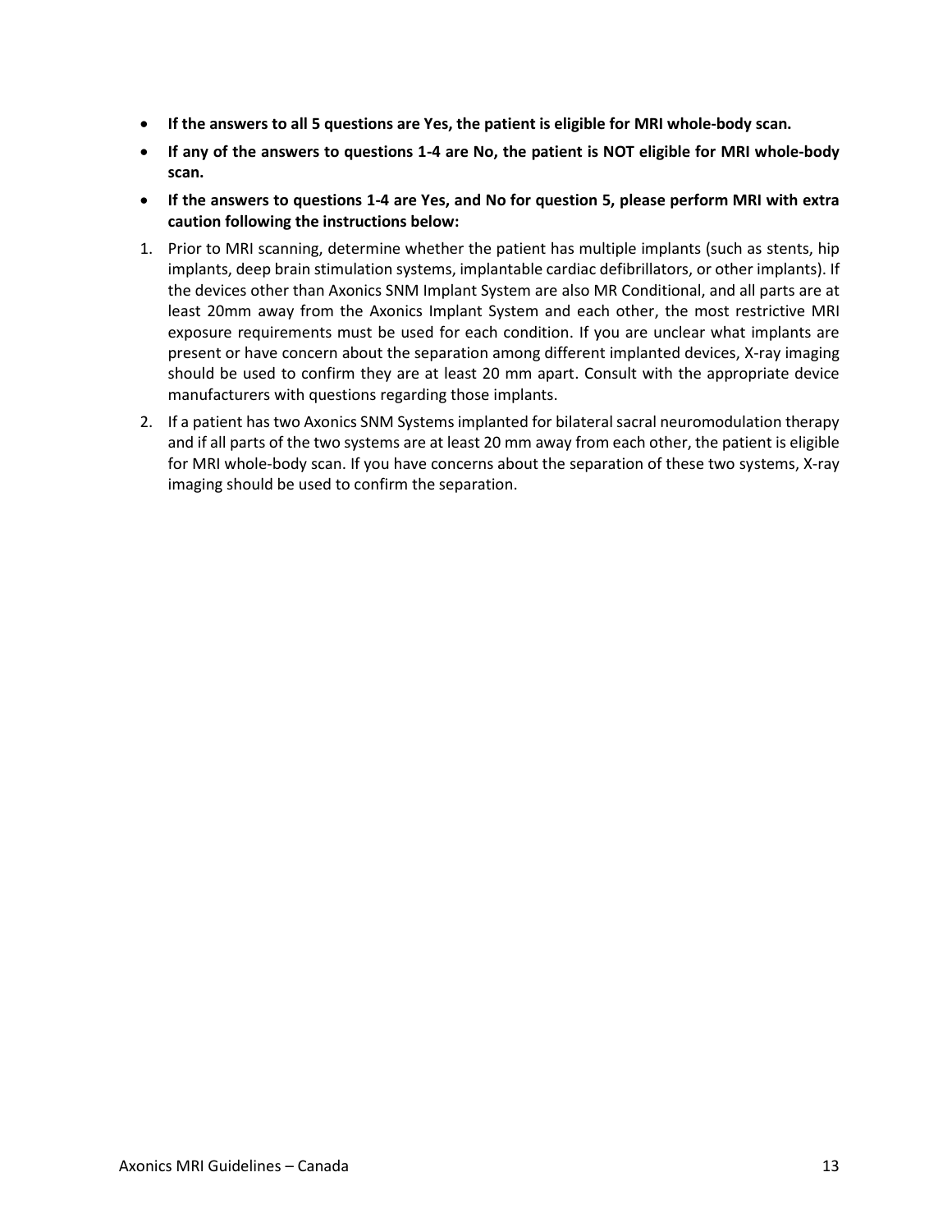- **If the answers to all 5 questions are Yes, the patient is eligible for MRI whole-body scan.**
- **If any of the answers to questions 1-4 are No, the patient is NOT eligible for MRI whole-body scan.**
- **If the answers to questions 1-4 are Yes, and No for question 5, please perform MRI with extra caution following the instructions below:**

1. Prior to MRI scanning, determine whether the patient has multiple implants (such as stents, hip implants, deep brain stimulation systems, implantable cardiac defibrillators, or other implants). If the devices other than Axonics SNM Implant System are also MR Conditional, and all parts are at least 20mm away from the Axonics Implant System and each other, the most restrictive MRI exposure requirements must be used for each condition. If you are unclear what implants are present or have concern about the separation among different implanted devices, X-ray imaging should be used to confirm they are at least 20 mm apart. Consult with the appropriate device manufacturers with questions regarding those implants.
2. If a patient has two Axonics SNM Systems implanted for bilateral sacral neuromodulation therapy and if all parts of the two systems are at least 20 mm away from each other, the patient is eligible for MRI whole-body scan. If you have concerns about the separation of these two systems, X-ray imaging should be used to confirm the separation.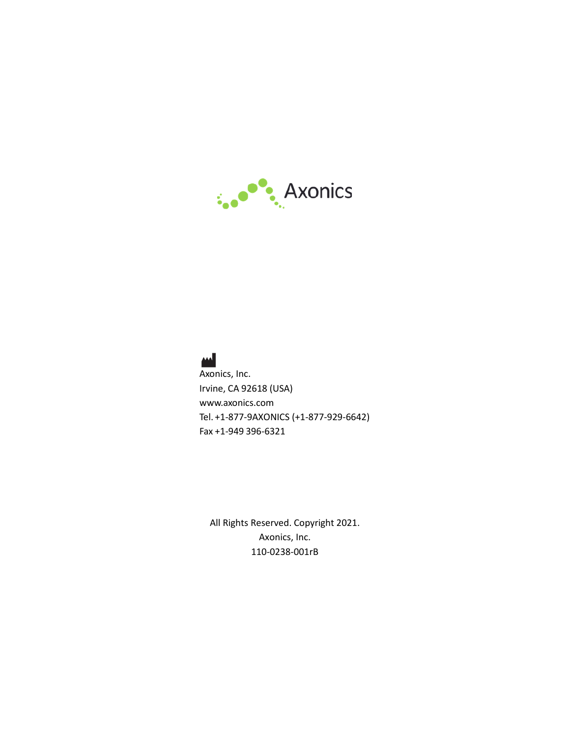Axonics

Axonics, Inc.
Irvine, CA 92618 (USA)
www.axonics.com
Tel. +1-877-9AXONICS (+1-877-929-6642)
Fax +1-949 396-6321

All Rights Reserved. Copyright 2021.
Axonics, Inc.
110-0238-001rB